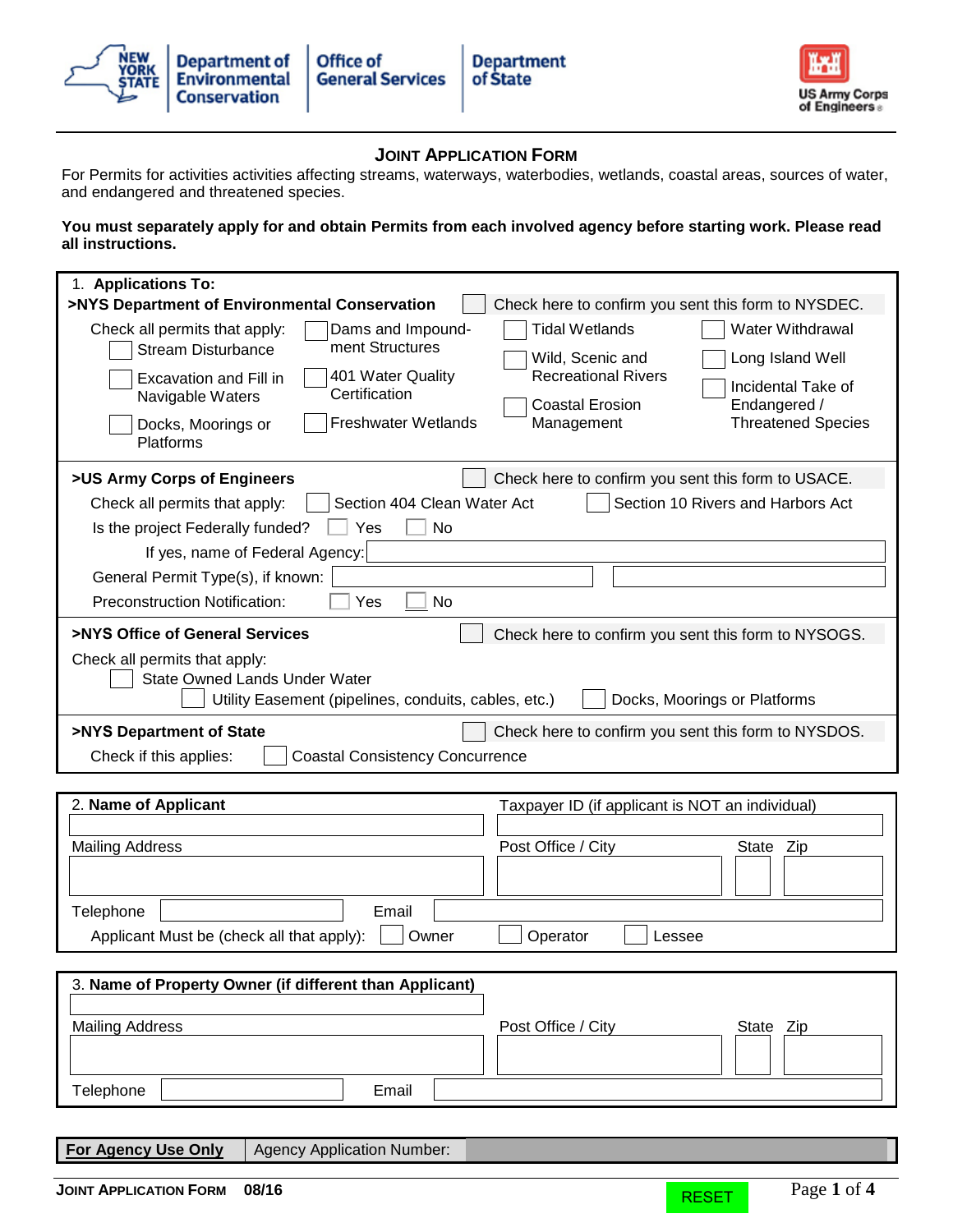New York State Department of Environmental Conservation | Office of General Services | Department of State

US Army Corps of Engineers

# JOINT APPLICATION FORM

For Permits for activities activities affecting streams, waterways, waterbodies, wetlands, coastal areas, sources of water, and endangered and threatened species.

**You must separately apply for and obtain Permits from each involved agency before starting work. Please read all instructions.**

## 1. Applications To:

**>NYS Department of Environmental Conservation** ☐ Check here to confirm you sent this form to NYSDEC.

Check all permits that apply:

- ☐ Stream Disturbance
- ☐ Excavation and Fill in Navigable Waters
- ☐ Docks, Moorings or Platforms
- ☐ Dams and Impoundment Structures
- ☐ 401 Water Quality Certification
- ☐ Freshwater Wetlands
- ☐ Tidal Wetlands
- ☐ Wild, Scenic and Recreational Rivers
- ☐ Coastal Erosion Management
- ☐ Water Withdrawal
- ☐ Long Island Well
- ☐ Incidental Take of Endangered / Threatened Species

**>US Army Corps of Engineers** ☐ Check here to confirm you sent this form to USACE.

Check all permits that apply: ☐ Section 404 Clean Water Act ☐ Section 10 Rivers and Harbors Act

Is the project Federally funded? ☐ Yes ☐ No

If yes, name of Federal Agency: ____________________

General Permit Type(s), if known: ____________________ ____________________

Preconstruction Notification: ☐ Yes ☐ No

**>NYS Office of General Services** ☐ Check here to confirm you sent this form to NYSOGS.

Check all permits that apply:

- ☐ State Owned Lands Under Water
- ☐ Utility Easement (pipelines, conduits, cables, etc.)
- ☐ Docks, Moorings or Platforms

**>NYS Department of State** ☐ Check here to confirm you sent this form to NYSDOS.

Check if this applies: ☐ Coastal Consistency Concurrence

## 2. Name of Applicant

| Name of Applicant | Taxpayer ID (if applicant is NOT an individual) | | |
|---|---|---|---|
| | | | |
| Mailing Address | Post Office / City | State | Zip |
| | | | |
| Telephone | Email | | |
| | | | |

Applicant Must be (check all that apply): ☐ Owner ☐ Operator ☐ Lessee

## 3. Name of Property Owner (if different than Applicant)

| Name of Property Owner | | | |
|---|---|---|---|
| | | | |
| Mailing Address | Post Office / City | State | Zip |
| | | | |
| Telephone | Email | | |
| | | | |

| **For Agency Use Only** | Agency Application Number: |
|---|---|

JOINT APPLICATION FORM 08/16

RESET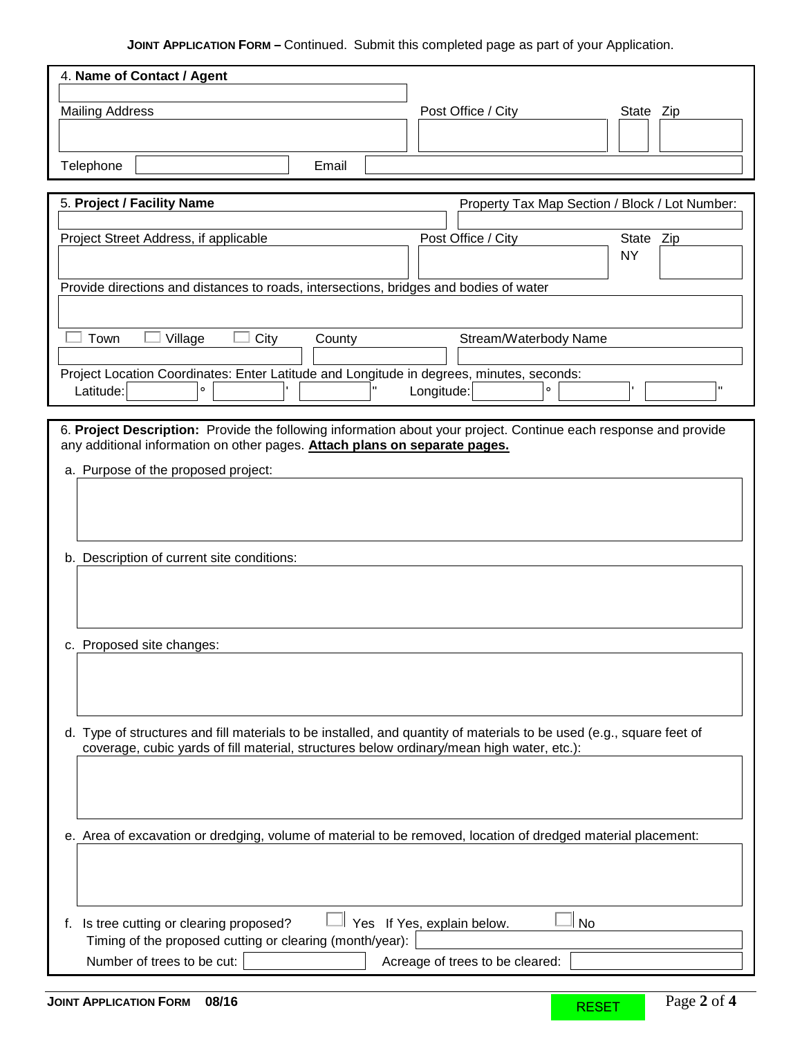**JOINT APPLICATION FORM –** Continued. Submit this completed page as part of your Application.

### 4. Name of Contact / Agent

Mailing Address | Post Office / City | State | Zip

Telephone | Email

### 5. Project / Facility Name

Property Tax Map Section / Block / Lot Number:

Project Street Address, if applicable | Post Office / City | State NY | Zip

Provide directions and distances to roads, intersections, bridges and bodies of water

☐ Town ☐ Village ☐ City | County | Stream/Waterbody Name

Project Location Coordinates: Enter Latitude and Longitude in degrees, minutes, seconds:

Latitude: ° ' " Longitude: ° ' "

### 6. Project Description:

Provide the following information about your project. Continue each response and provide any additional information on other pages. **Attach plans on separate pages.**

a. Purpose of the proposed project:

b. Description of current site conditions:

c. Proposed site changes:

d. Type of structures and fill materials to be installed, and quantity of materials to be used (e.g., square feet of coverage, cubic yards of fill material, structures below ordinary/mean high water, etc.):

e. Area of excavation or dredging, volume of material to be removed, location of dredged material placement:

f. Is tree cutting or clearing proposed? ☐ Yes If Yes, explain below. ☐ No

Timing of the proposed cutting or clearing (month/year):

Number of trees to be cut: | Acreage of trees to be cleared:

**JOINT APPLICATION FORM 08/16**

RESET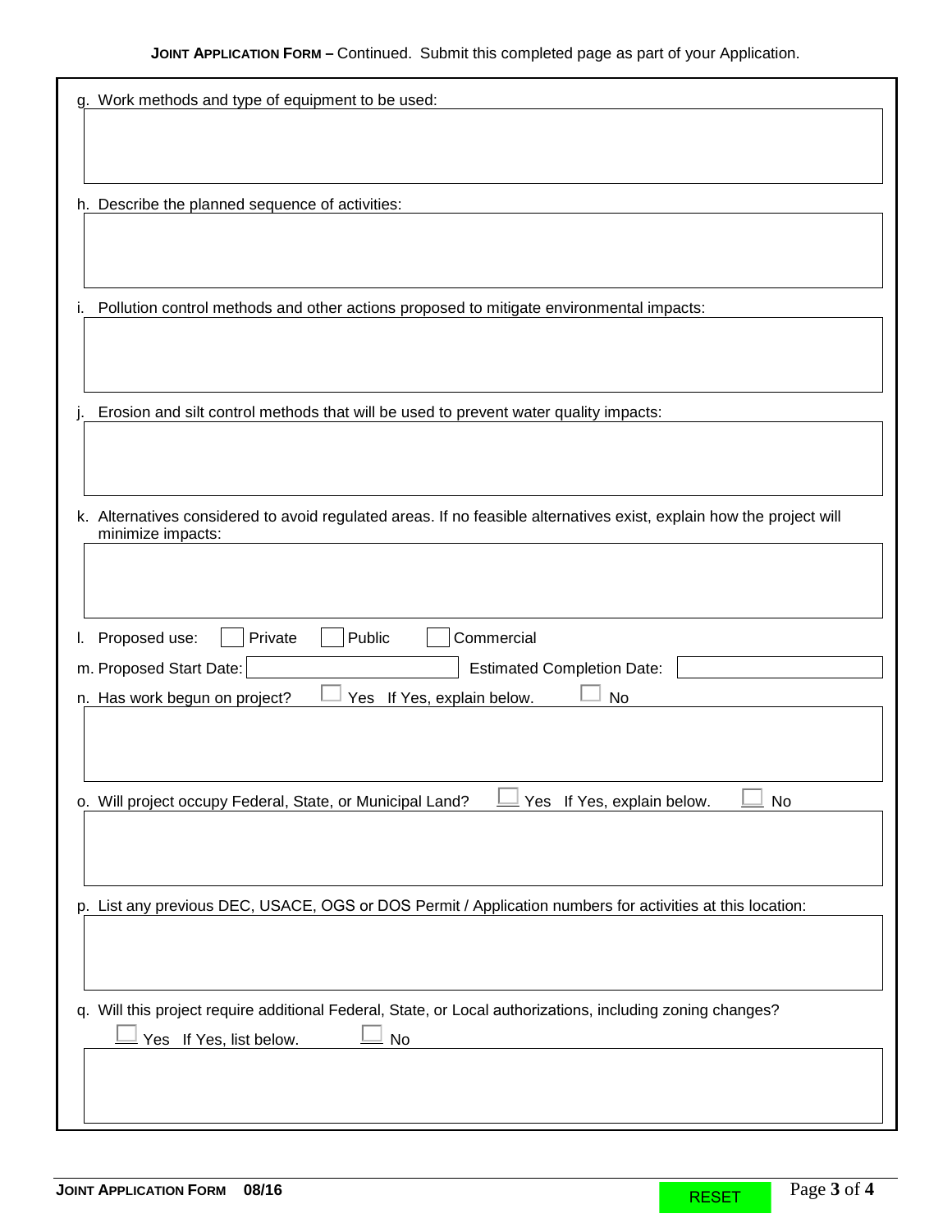**JOINT APPLICATION FORM –** Continued. Submit this completed page as part of your Application.

g. Work methods and type of equipment to be used:

h. Describe the planned sequence of activities:

i. Pollution control methods and other actions proposed to mitigate environmental impacts:

j. Erosion and silt control methods that will be used to prevent water quality impacts:

k. Alternatives considered to avoid regulated areas. If no feasible alternatives exist, explain how the project will minimize impacts:

l. Proposed use: ☐ Private ☐ Public ☐ Commercial

m. Proposed Start Date: Estimated Completion Date:

n. Has work begun on project? ☐ Yes If Yes, explain below. ☐ No

o. Will project occupy Federal, State, or Municipal Land? ☐ Yes If Yes, explain below. ☐ No

p. List any previous DEC, USACE, OGS or DOS Permit / Application numbers for activities at this location:

q. Will this project require additional Federal, State, or Local authorizations, including zoning changes?

☐ Yes If Yes, list below. ☐ No

**JOINT APPLICATION FORM 08/16**

RESET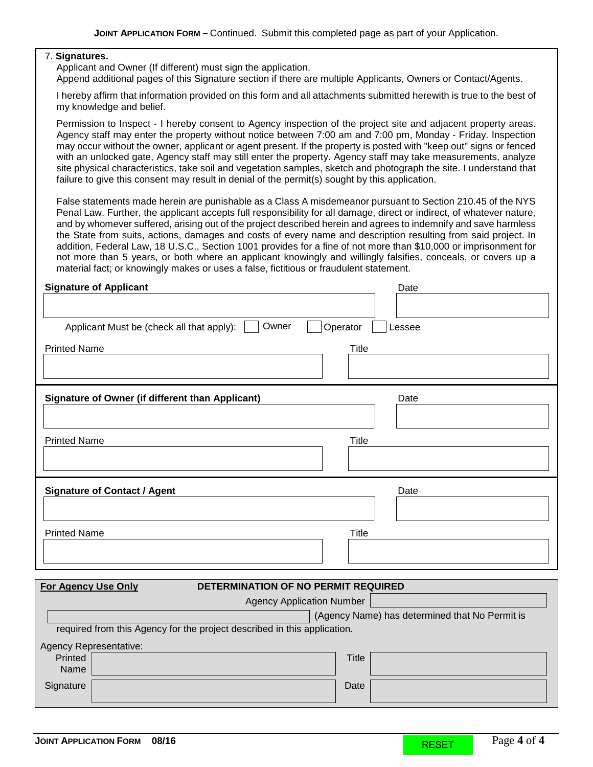**JOINT APPLICATION FORM –** Continued. Submit this completed page as part of your Application.

7. **Signatures.**

Applicant and Owner (If different) must sign the application.
Append additional pages of this Signature section if there are multiple Applicants, Owners or Contact/Agents.

I hereby affirm that information provided on this form and all attachments submitted herewith is true to the best of my knowledge and belief.

Permission to Inspect - I hereby consent to Agency inspection of the project site and adjacent property areas. Agency staff may enter the property without notice between 7:00 am and 7:00 pm, Monday - Friday. Inspection may occur without the owner, applicant or agent present. If the property is posted with "keep out" signs or fenced with an unlocked gate, Agency staff may still enter the property. Agency staff may take measurements, analyze site physical characteristics, take soil and vegetation samples, sketch and photograph the site. I understand that failure to give this consent may result in denial of the permit(s) sought by this application.

False statements made herein are punishable as a Class A misdemeanor pursuant to Section 210.45 of the NYS Penal Law. Further, the applicant accepts full responsibility for all damage, direct or indirect, of whatever nature, and by whomever suffered, arising out of the project described herein and agrees to indemnify and save harmless the State from suits, actions, damages and costs of every name and description resulting from said project. In addition, Federal Law, 18 U.S.C., Section 1001 provides for a fine of not more than $10,000 or imprisonment for not more than 5 years, or both where an applicant knowingly and willingly falsifies, conceals, or covers up a material fact; or knowingly makes or uses a false, fictitious or fraudulent statement.

**Signature of Applicant** Date

Applicant Must be (check all that apply): ☐ Owner ☐ Operator ☐ Lessee

Printed Name Title

**Signature of Owner (if different than Applicant)** Date

Printed Name Title

**Signature of Contact / Agent** Date

Printed Name Title

**For Agency Use Only** **DETERMINATION OF NO PERMIT REQUIRED**

Agency Application Number

(Agency Name) has determined that No Permit is required from this Agency for the project described in this application.

Agency Representative:

Printed Name Title

Signature Date

**JOINT APPLICATION FORM 08/16**

RESET